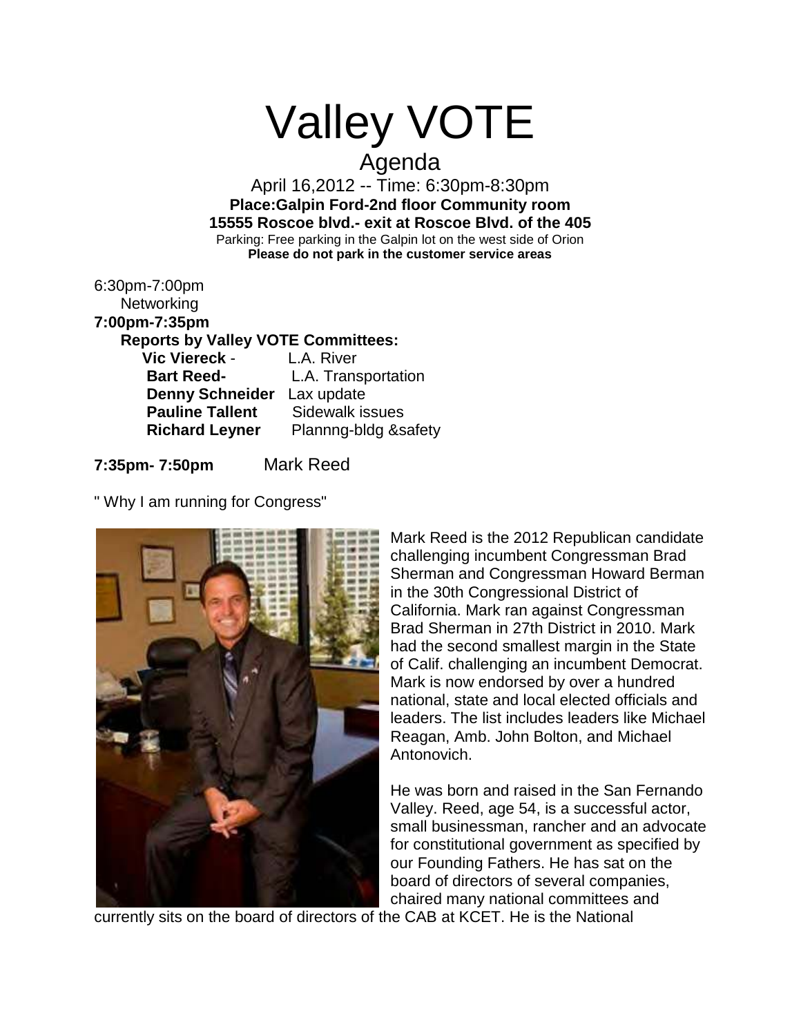# Valley VOTE

## Agenda

April 16,2012 -- Time: 6:30pm-8:30pm

**Place:Galpin Ford-2nd floor Community room**

**15555 Roscoe blvd.- exit at Roscoe Blvd. of the 405**

Parking: Free parking in the Galpin lot on the west side of Orion

**Please do not park in the customer service areas**

6:30pm-7:00pm

Networking

**7:00pm-7:35pm**

**Reports by Valley VOTE Committees:**

- **Vic Viereck** - L.A. River
- **Bart Reed-** L.A. Transportation
- **Denny Schneider** Lax update
- **Pauline Tallent** Sidewalk issues
- **Richard Leyner** Plannng-bldg &safety

**7:35pm- 7:50pm** Mark Reed

" Why I am running for Congress"

Mark Reed is the 2012 Republican candidate challenging incumbent Congressman Brad Sherman and Congressman Howard Berman in the 30th Congressional District of California. Mark ran against Congressman Brad Sherman in 27th District in 2010. Mark had the second smallest margin in the State of Calif. challenging an incumbent Democrat. Mark is now endorsed by over a hundred national, state and local elected officials and leaders. The list includes leaders like Michael Reagan, Amb. John Bolton, and Michael Antonovich.

He was born and raised in the San Fernando Valley. Reed, age 54, is a successful actor, small businessman, rancher and an advocate for constitutional government as specified by our Founding Fathers. He has sat on the board of directors of several companies, chaired many national committees and currently sits on the board of directors of the CAB at KCET. He is the National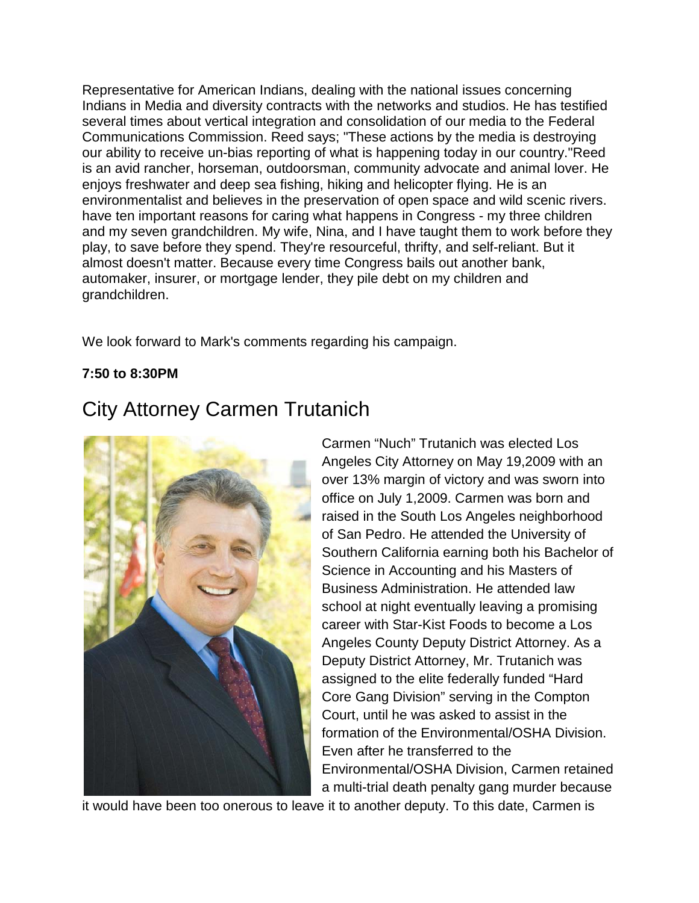Representative for American Indians, dealing with the national issues concerning Indians in Media and diversity contracts with the networks and studios. He has testified several times about vertical integration and consolidation of our media to the Federal Communications Commission. Reed says; "These actions by the media is destroying our ability to receive un-bias reporting of what is happening today in our country."Reed is an avid rancher, horseman, outdoorsman, community advocate and animal lover. He enjoys freshwater and deep sea fishing, hiking and helicopter flying. He is an environmentalist and believes in the preservation of open space and wild scenic rivers. have ten important reasons for caring what happens in Congress - my three children and my seven grandchildren. My wife, Nina, and I have taught them to work before they play, to save before they spend. They're resourceful, thrifty, and self-reliant. But it almost doesn't matter. Because every time Congress bails out another bank, automaker, insurer, or mortgage lender, they pile debt on my children and grandchildren.

We look forward to Mark's comments regarding his campaign.

**7:50 to 8:30PM**

## City Attorney Carmen Trutanich

Carmen "Nuch" Trutanich was elected Los Angeles City Attorney on May 19,2009 with an over 13% margin of victory and was sworn into office on July 1,2009. Carmen was born and raised in the South Los Angeles neighborhood of San Pedro. He attended the University of Southern California earning both his Bachelor of Science in Accounting and his Masters of Business Administration. He attended law school at night eventually leaving a promising career with Star-Kist Foods to become a Los Angeles County Deputy District Attorney. As a Deputy District Attorney, Mr. Trutanich was assigned to the elite federally funded "Hard Core Gang Division" serving in the Compton Court, until he was asked to assist in the formation of the Environmental/OSHA Division. Even after he transferred to the Environmental/OSHA Division, Carmen retained a multi-trial death penalty gang murder because it would have been too onerous to leave it to another deputy. To this date, Carmen is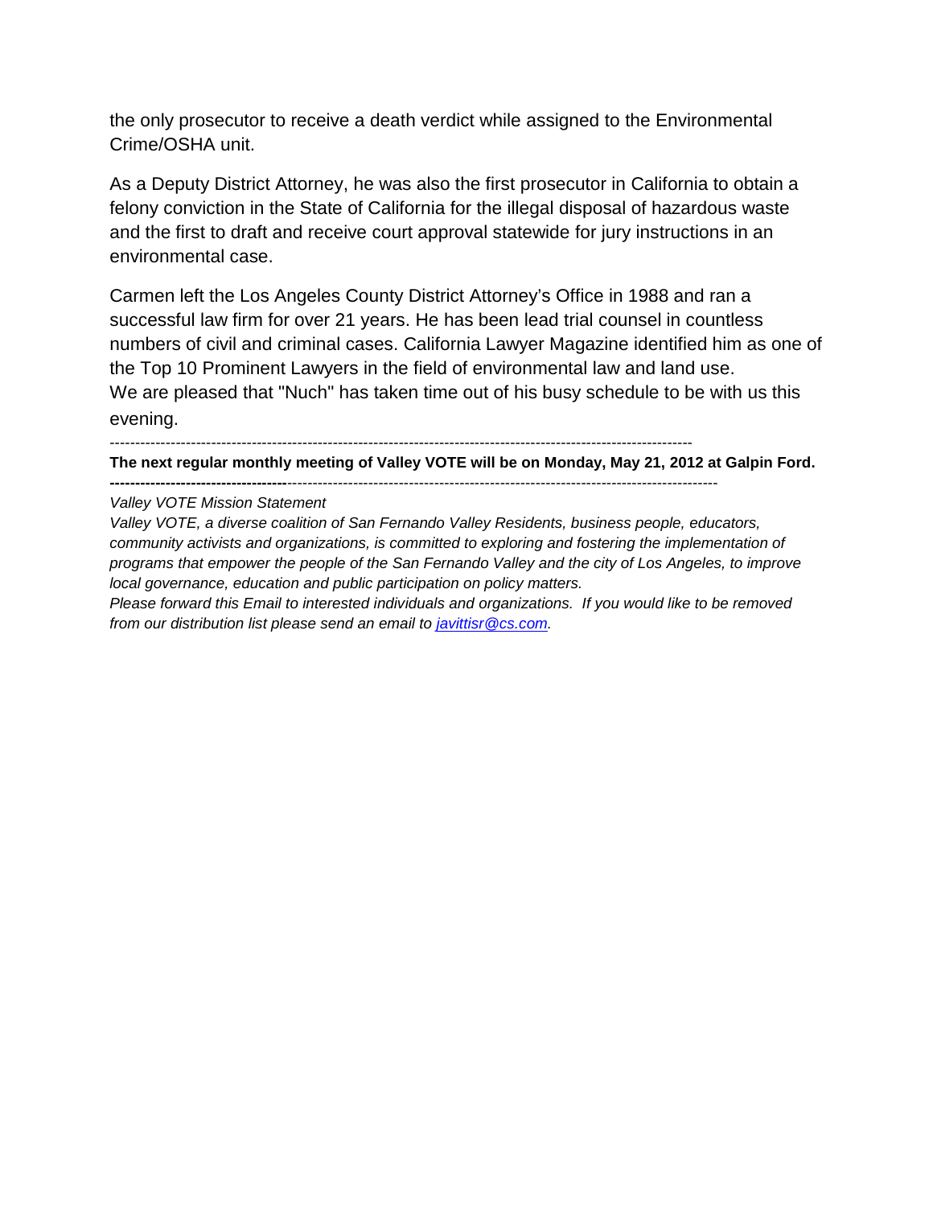the only prosecutor to receive a death verdict while assigned to the Environmental Crime/OSHA unit.

As a Deputy District Attorney, he was also the first prosecutor in California to obtain a felony conviction in the State of California for the illegal disposal of hazardous waste and the first to draft and receive court approval statewide for jury instructions in an environmental case.

Carmen left the Los Angeles County District Attorney's Office in 1988 and ran a successful law firm for over 21 years. He has been lead trial counsel in countless numbers of civil and criminal cases. California Lawyer Magazine identified him as one of the Top 10 Prominent Lawyers in the field of environmental law and land use.
We are pleased that "Nuch" has taken time out of his busy schedule to be with us this evening.

---

**The next regular monthly meeting of Valley VOTE will be on Monday, May 21, 2012 at Galpin Ford.**

---

*Valley VOTE Mission Statement*

*Valley VOTE, a diverse coalition of San Fernando Valley Residents, business people, educators, community activists and organizations, is committed to exploring and fostering the implementation of programs that empower the people of the San Fernando Valley and the city of Los Angeles, to improve local governance, education and public participation on policy matters.*

*Please forward this Email to interested individuals and organizations. If you would like to be removed from our distribution list please send an email to javittisr@cs.com.*